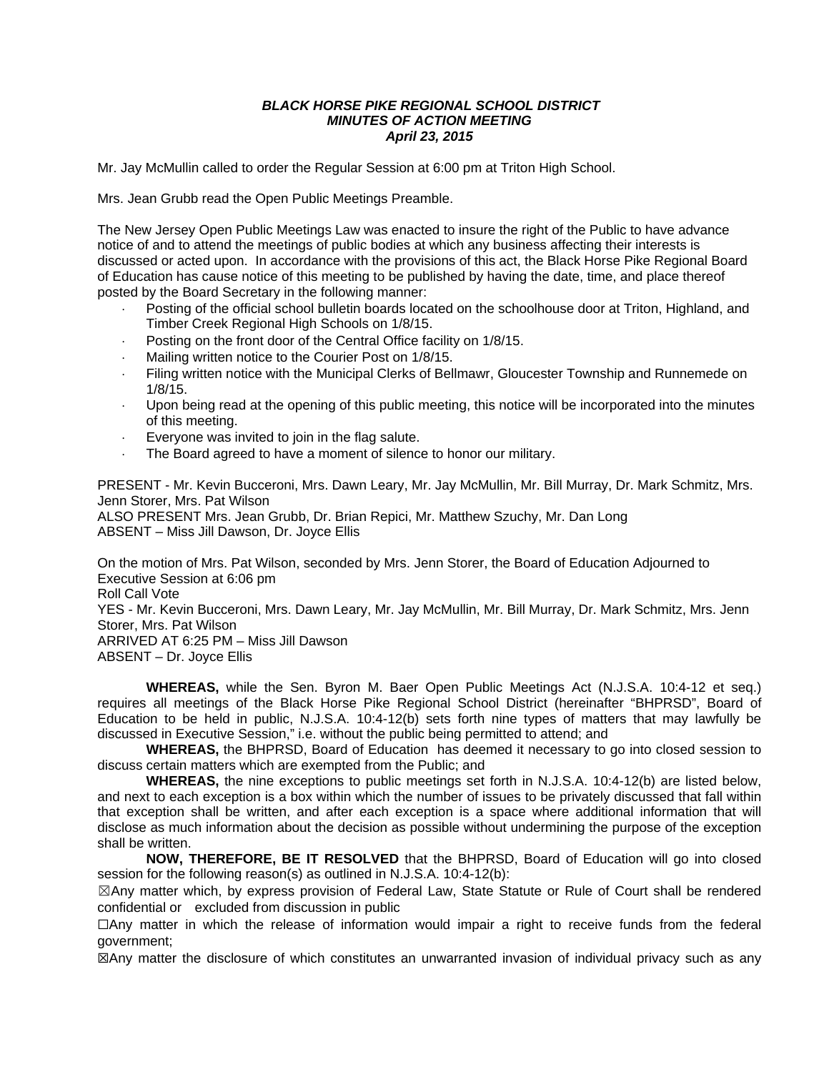***BLACK HORSE PIKE REGIONAL SCHOOL DISTRICT***
***MINUTES OF ACTION MEETING***
***April 23, 2015***

Mr. Jay McMullin called to order the Regular Session at 6:00 pm at Triton High School.

Mrs. Jean Grubb read the Open Public Meetings Preamble.

The New Jersey Open Public Meetings Law was enacted to insure the right of the Public to have advance notice of and to attend the meetings of public bodies at which any business affecting their interests is discussed or acted upon. In accordance with the provisions of this act, the Black Horse Pike Regional Board of Education has cause notice of this meeting to be published by having the date, time, and place thereof posted by the Board Secretary in the following manner:

- Posting of the official school bulletin boards located on the schoolhouse door at Triton, Highland, and Timber Creek Regional High Schools on 1/8/15.
- Posting on the front door of the Central Office facility on 1/8/15.
- Mailing written notice to the Courier Post on 1/8/15.
- Filing written notice with the Municipal Clerks of Bellmawr, Gloucester Township and Runnemede on 1/8/15.
- Upon being read at the opening of this public meeting, this notice will be incorporated into the minutes of this meeting.
- Everyone was invited to join in the flag salute.
- The Board agreed to have a moment of silence to honor our military.

PRESENT - Mr. Kevin Bucceroni, Mrs. Dawn Leary, Mr. Jay McMullin, Mr. Bill Murray, Dr. Mark Schmitz, Mrs. Jenn Storer, Mrs. Pat Wilson
ALSO PRESENT Mrs. Jean Grubb, Dr. Brian Repici, Mr. Matthew Szuchy, Mr. Dan Long
ABSENT – Miss Jill Dawson, Dr. Joyce Ellis

On the motion of Mrs. Pat Wilson, seconded by Mrs. Jenn Storer, the Board of Education Adjourned to Executive Session at 6:06 pm
Roll Call Vote
YES - Mr. Kevin Bucceroni, Mrs. Dawn Leary, Mr. Jay McMullin, Mr. Bill Murray, Dr. Mark Schmitz, Mrs. Jenn Storer, Mrs. Pat Wilson
ARRIVED AT 6:25 PM – Miss Jill Dawson
ABSENT – Dr. Joyce Ellis

**WHEREAS,** while the Sen. Byron M. Baer Open Public Meetings Act (N.J.S.A. 10:4-12 et seq.) requires all meetings of the Black Horse Pike Regional School District (hereinafter "BHPRSD", Board of Education to be held in public, N.J.S.A. 10:4-12(b) sets forth nine types of matters that may lawfully be discussed in Executive Session," i.e. without the public being permitted to attend; and

**WHEREAS,** the BHPRSD, Board of Education has deemed it necessary to go into closed session to discuss certain matters which are exempted from the Public; and

**WHEREAS,** the nine exceptions to public meetings set forth in N.J.S.A. 10:4-12(b) are listed below, and next to each exception is a box within which the number of issues to be privately discussed that fall within that exception shall be written, and after each exception is a space where additional information that will disclose as much information about the decision as possible without undermining the purpose of the exception shall be written.

**NOW, THEREFORE, BE IT RESOLVED** that the BHPRSD, Board of Education will go into closed session for the following reason(s) as outlined in N.J.S.A. 10:4-12(b):

☒Any matter which, by express provision of Federal Law, State Statute or Rule of Court shall be rendered confidential or excluded from discussion in public

☐Any matter in which the release of information would impair a right to receive funds from the federal government;

☒Any matter the disclosure of which constitutes an unwarranted invasion of individual privacy such as any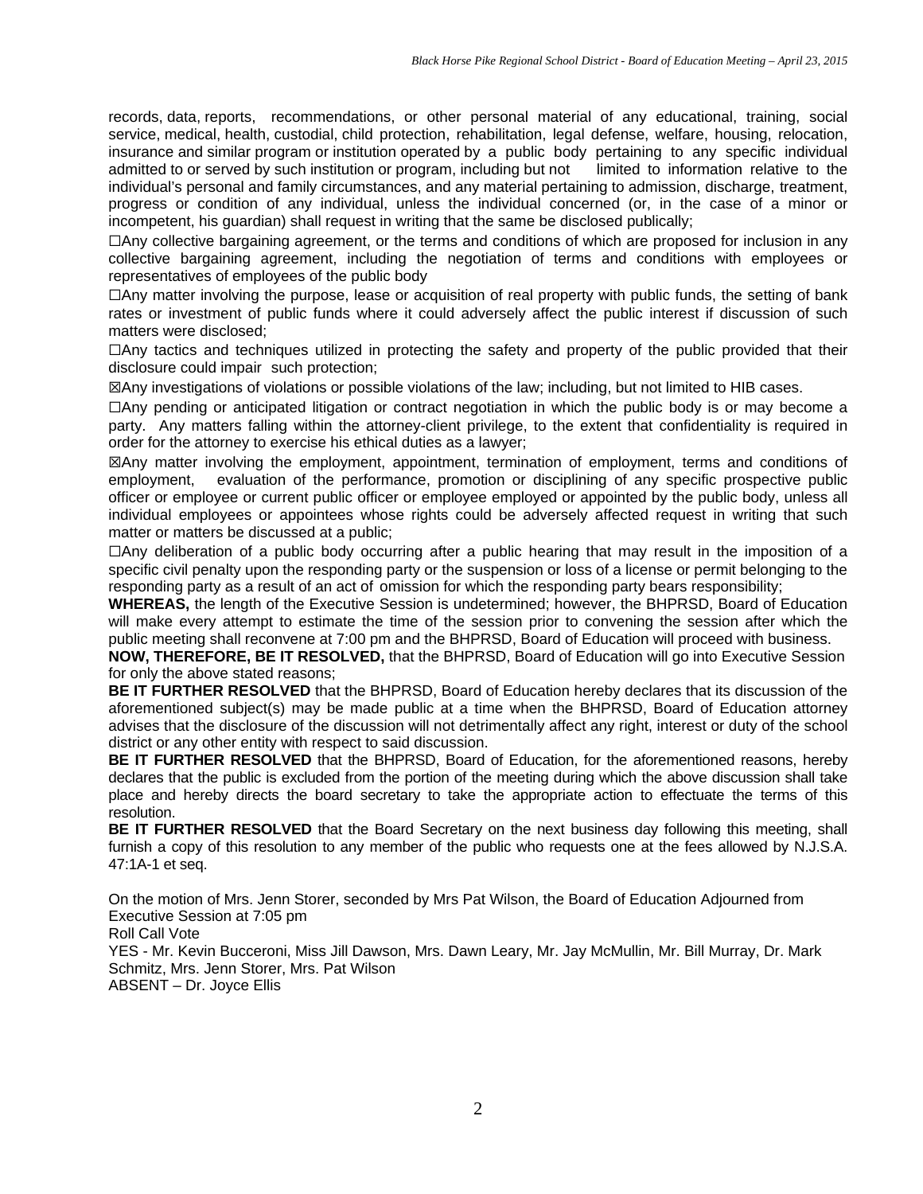records, data, reports, recommendations, or other personal material of any educational, training, social service, medical, health, custodial, child protection, rehabilitation, legal defense, welfare, housing, relocation, insurance and similar program or institution operated by a public body pertaining to any specific individual admitted to or served by such institution or program, including but not limited to information relative to the individual's personal and family circumstances, and any material pertaining to admission, discharge, treatment, progress or condition of any individual, unless the individual concerned (or, in the case of a minor or incompetent, his guardian) shall request in writing that the same be disclosed publically;

☐Any collective bargaining agreement, or the terms and conditions of which are proposed for inclusion in any collective bargaining agreement, including the negotiation of terms and conditions with employees or representatives of employees of the public body

☐Any matter involving the purpose, lease or acquisition of real property with public funds, the setting of bank rates or investment of public funds where it could adversely affect the public interest if discussion of such matters were disclosed;

☐Any tactics and techniques utilized in protecting the safety and property of the public provided that their disclosure could impair such protection;

☒Any investigations of violations or possible violations of the law; including, but not limited to HIB cases.

☐Any pending or anticipated litigation or contract negotiation in which the public body is or may become a party. Any matters falling within the attorney-client privilege, to the extent that confidentiality is required in order for the attorney to exercise his ethical duties as a lawyer;

☒Any matter involving the employment, appointment, termination of employment, terms and conditions of employment, evaluation of the performance, promotion or disciplining of any specific prospective public officer or employee or current public officer or employee employed or appointed by the public body, unless all individual employees or appointees whose rights could be adversely affected request in writing that such matter or matters be discussed at a public;

☐Any deliberation of a public body occurring after a public hearing that may result in the imposition of a specific civil penalty upon the responding party or the suspension or loss of a license or permit belonging to the responding party as a result of an act of omission for which the responding party bears responsibility;

**WHEREAS,** the length of the Executive Session is undetermined; however, the BHPRSD, Board of Education will make every attempt to estimate the time of the session prior to convening the session after which the public meeting shall reconvene at 7:00 pm and the BHPRSD, Board of Education will proceed with business.

**NOW, THEREFORE, BE IT RESOLVED,** that the BHPRSD, Board of Education will go into Executive Session for only the above stated reasons;

**BE IT FURTHER RESOLVED** that the BHPRSD, Board of Education hereby declares that its discussion of the aforementioned subject(s) may be made public at a time when the BHPRSD, Board of Education attorney advises that the disclosure of the discussion will not detrimentally affect any right, interest or duty of the school district or any other entity with respect to said discussion.

**BE IT FURTHER RESOLVED** that the BHPRSD, Board of Education, for the aforementioned reasons, hereby declares that the public is excluded from the portion of the meeting during which the above discussion shall take place and hereby directs the board secretary to take the appropriate action to effectuate the terms of this resolution.

**BE IT FURTHER RESOLVED** that the Board Secretary on the next business day following this meeting, shall furnish a copy of this resolution to any member of the public who requests one at the fees allowed by N.J.S.A. 47:1A-1 et seq.

On the motion of Mrs. Jenn Storer, seconded by Mrs Pat Wilson, the Board of Education Adjourned from Executive Session at 7:05 pm
Roll Call Vote
YES - Mr. Kevin Bucceroni, Miss Jill Dawson, Mrs. Dawn Leary, Mr. Jay McMullin, Mr. Bill Murray, Dr. Mark Schmitz, Mrs. Jenn Storer, Mrs. Pat Wilson
ABSENT – Dr. Joyce Ellis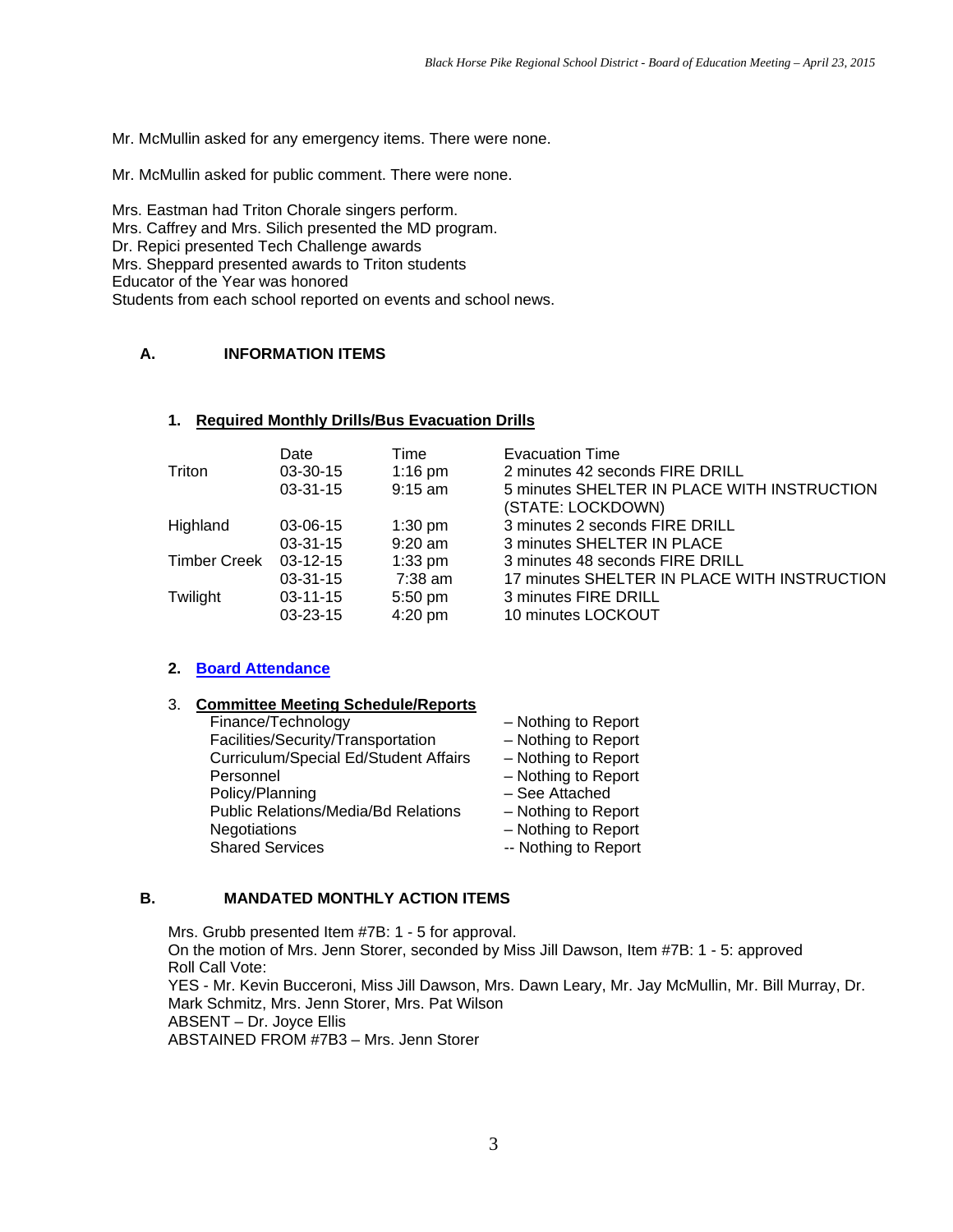Mr. McMullin asked for any emergency items. There were none.

Mr. McMullin asked for public comment. There were none.

Mrs. Eastman had Triton Chorale singers perform.
Mrs. Caffrey and Mrs. Silich presented the MD program.
Dr. Repici presented Tech Challenge awards
Mrs. Sheppard presented awards to Triton students
Educator of the Year was honored
Students from each school reported on events and school news.

## A. INFORMATION ITEMS

### 1. Required Monthly Drills/Bus Evacuation Drills

| | Date | Time | Evacuation Time |
|---|---|---|---|
| Triton | 03-30-15 | 1:16 pm | 2 minutes 42 seconds FIRE DRILL |
| | 03-31-15 | 9:15 am | 5 minutes SHELTER IN PLACE WITH INSTRUCTION (STATE: LOCKDOWN) |
| Highland | 03-06-15 | 1:30 pm | 3 minutes 2 seconds FIRE DRILL |
| | 03-31-15 | 9:20 am | 3 minutes SHELTER IN PLACE |
| Timber Creek | 03-12-15 | 1:33 pm | 3 minutes 48 seconds FIRE DRILL |
| | 03-31-15 | 7:38 am | 17 minutes SHELTER IN PLACE WITH INSTRUCTION |
| Twilight | 03-11-15 | 5:50 pm | 3 minutes FIRE DRILL |
| | 03-23-15 | 4:20 pm | 10 minutes LOCKOUT |

### 2. Board Attendance

### 3. Committee Meeting Schedule/Reports

| | |
|---|---|
| Finance/Technology | – Nothing to Report |
| Facilities/Security/Transportation | – Nothing to Report |
| Curriculum/Special Ed/Student Affairs | – Nothing to Report |
| Personnel | – Nothing to Report |
| Policy/Planning | – See Attached |
| Public Relations/Media/Bd Relations | – Nothing to Report |
| Negotiations | – Nothing to Report |
| Shared Services | -- Nothing to Report |

## B. MANDATED MONTHLY ACTION ITEMS

Mrs. Grubb presented Item #7B: 1 - 5 for approval.
On the motion of Mrs. Jenn Storer, seconded by Miss Jill Dawson, Item #7B: 1 - 5: approved
Roll Call Vote:
YES - Mr. Kevin Bucceroni, Miss Jill Dawson, Mrs. Dawn Leary, Mr. Jay McMullin, Mr. Bill Murray, Dr. Mark Schmitz, Mrs. Jenn Storer, Mrs. Pat Wilson
ABSENT – Dr. Joyce Ellis
ABSTAINED FROM #7B3 – Mrs. Jenn Storer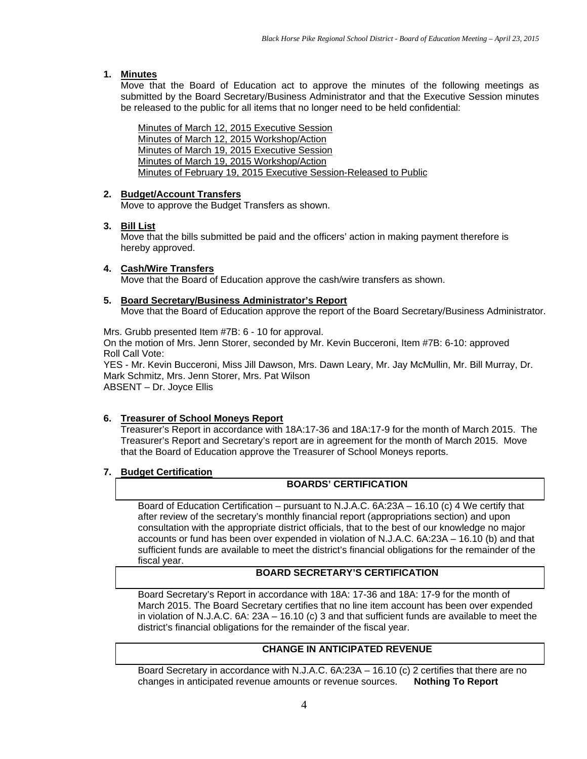1. **Minutes**
   Move that the Board of Education act to approve the minutes of the following meetings as submitted by the Board Secretary/Business Administrator and that the Executive Session minutes be released to the public for all items that no longer need to be held confidential:

   Minutes of March 12, 2015 Executive Session
   Minutes of March 12, 2015 Workshop/Action
   Minutes of March 19, 2015 Executive Session
   Minutes of March 19, 2015 Workshop/Action
   Minutes of February 19, 2015 Executive Session-Released to Public

2. **Budget/Account Transfers**
   Move to approve the Budget Transfers as shown.

3. **Bill List**
   Move that the bills submitted be paid and the officers' action in making payment therefore is hereby approved.

4. **Cash/Wire Transfers**
   Move that the Board of Education approve the cash/wire transfers as shown.

5. **Board Secretary/Business Administrator's Report**
   Move that the Board of Education approve the report of the Board Secretary/Business Administrator.

Mrs. Grubb presented Item #7B: 6 - 10 for approval.
On the motion of Mrs. Jenn Storer, seconded by Mr. Kevin Bucceroni, Item #7B: 6-10: approved
Roll Call Vote:
YES - Mr. Kevin Bucceroni, Miss Jill Dawson, Mrs. Dawn Leary, Mr. Jay McMullin, Mr. Bill Murray, Dr. Mark Schmitz, Mrs. Jenn Storer, Mrs. Pat Wilson
ABSENT – Dr. Joyce Ellis

6. **Treasurer of School Moneys Report**
   Treasurer's Report in accordance with 18A:17-36 and 18A:17-9 for the month of March 2015. The Treasurer's Report and Secretary's report are in agreement for the month of March 2015. Move that the Board of Education approve the Treasurer of School Moneys reports.

7. **Budget Certification**

**BOARDS' CERTIFICATION**

Board of Education Certification – pursuant to N.J.A.C. 6A:23A – 16.10 (c) 4 We certify that after review of the secretary's monthly financial report (appropriations section) and upon consultation with the appropriate district officials, that to the best of our knowledge no major accounts or fund has been over expended in violation of N.J.A.C. 6A:23A – 16.10 (b) and that sufficient funds are available to meet the district's financial obligations for the remainder of the fiscal year.

**BOARD SECRETARY'S CERTIFICATION**

Board Secretary's Report in accordance with 18A: 17-36 and 18A: 17-9 for the month of March 2015. The Board Secretary certifies that no line item account has been over expended in violation of N.J.A.C. 6A: 23A – 16.10 (c) 3 and that sufficient funds are available to meet the district's financial obligations for the remainder of the fiscal year.

**CHANGE IN ANTICIPATED REVENUE**

Board Secretary in accordance with N.J.A.C. 6A:23A – 16.10 (c) 2 certifies that there are no changes in anticipated revenue amounts or revenue sources. **Nothing To Report**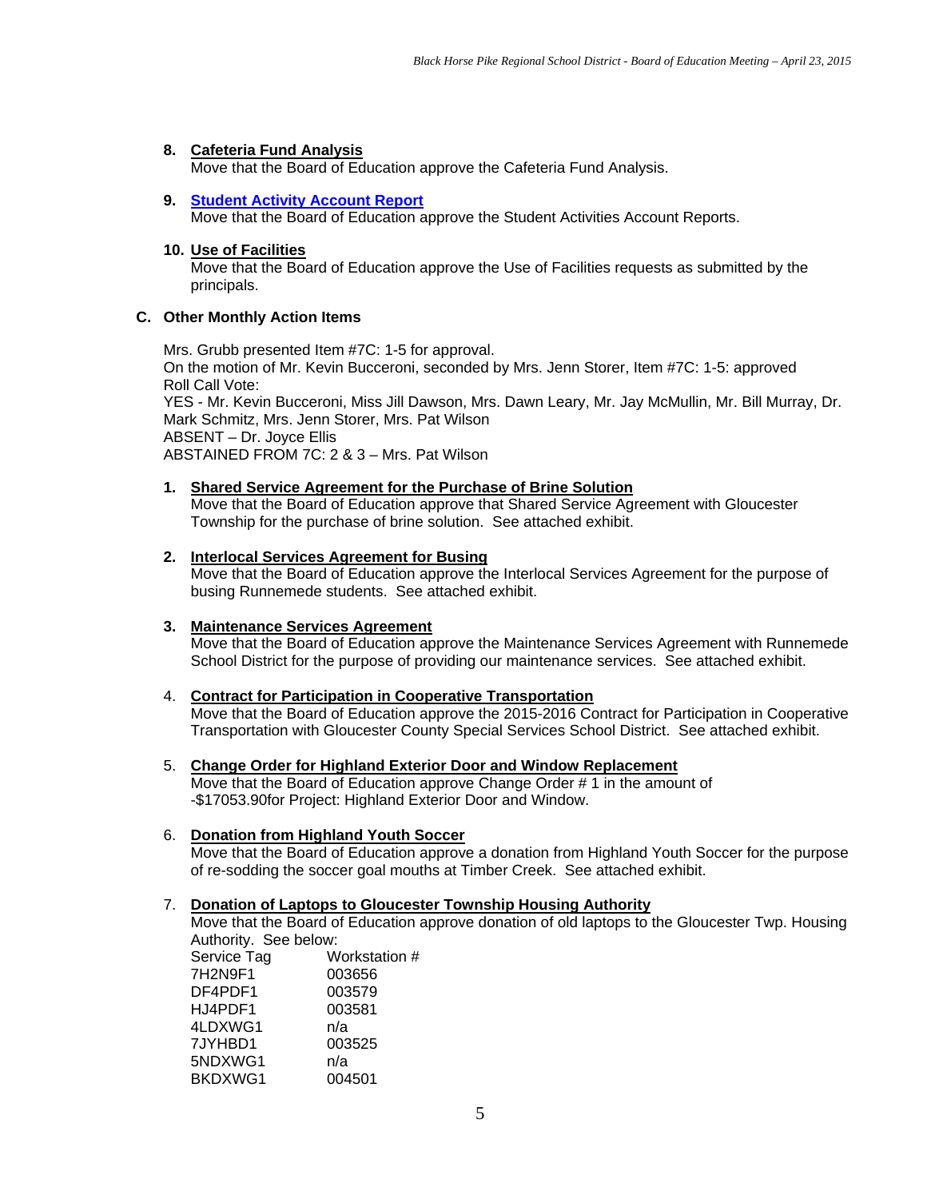**8. Cafeteria Fund Analysis**
Move that the Board of Education approve the Cafeteria Fund Analysis.

**9. Student Activity Account Report**
Move that the Board of Education approve the Student Activities Account Reports.

**10. Use of Facilities**
Move that the Board of Education approve the Use of Facilities requests as submitted by the principals.

### C. Other Monthly Action Items

Mrs. Grubb presented Item #7C: 1-5 for approval.
On the motion of Mr. Kevin Bucceroni, seconded by Mrs. Jenn Storer, Item #7C: 1-5: approved
Roll Call Vote:
YES - Mr. Kevin Bucceroni, Miss Jill Dawson, Mrs. Dawn Leary, Mr. Jay McMullin, Mr. Bill Murray, Dr. Mark Schmitz, Mrs. Jenn Storer, Mrs. Pat Wilson
ABSENT – Dr. Joyce Ellis
ABSTAINED FROM 7C: 2 & 3 – Mrs. Pat Wilson

**1. Shared Service Agreement for the Purchase of Brine Solution**
Move that the Board of Education approve that Shared Service Agreement with Gloucester Township for the purchase of brine solution. See attached exhibit.

**2. Interlocal Services Agreement for Busing**
Move that the Board of Education approve the Interlocal Services Agreement for the purpose of busing Runnemede students. See attached exhibit.

**3. Maintenance Services Agreement**
Move that the Board of Education approve the Maintenance Services Agreement with Runnemede School District for the purpose of providing our maintenance services. See attached exhibit.

4. **Contract for Participation in Cooperative Transportation**
Move that the Board of Education approve the 2015-2016 Contract for Participation in Cooperative Transportation with Gloucester County Special Services School District. See attached exhibit.

5. **Change Order for Highland Exterior Door and Window Replacement**
Move that the Board of Education approve Change Order # 1 in the amount of -$17053.90for Project: Highland Exterior Door and Window.

6. **Donation from Highland Youth Soccer**
Move that the Board of Education approve a donation from Highland Youth Soccer for the purpose of re-sodding the soccer goal mouths at Timber Creek. See attached exhibit.

7. **Donation of Laptops to Gloucester Township Housing Authority**
Move that the Board of Education approve donation of old laptops to the Gloucester Twp. Housing Authority. See below:

| Service Tag | Workstation # |
|---|---|
| 7H2N9F1 | 003656 |
| DF4PDF1 | 003579 |
| HJ4PDF1 | 003581 |
| 4LDXWG1 | n/a |
| 7JYHBD1 | 003525 |
| 5NDXWG1 | n/a |
| BKDXWG1 | 004501 |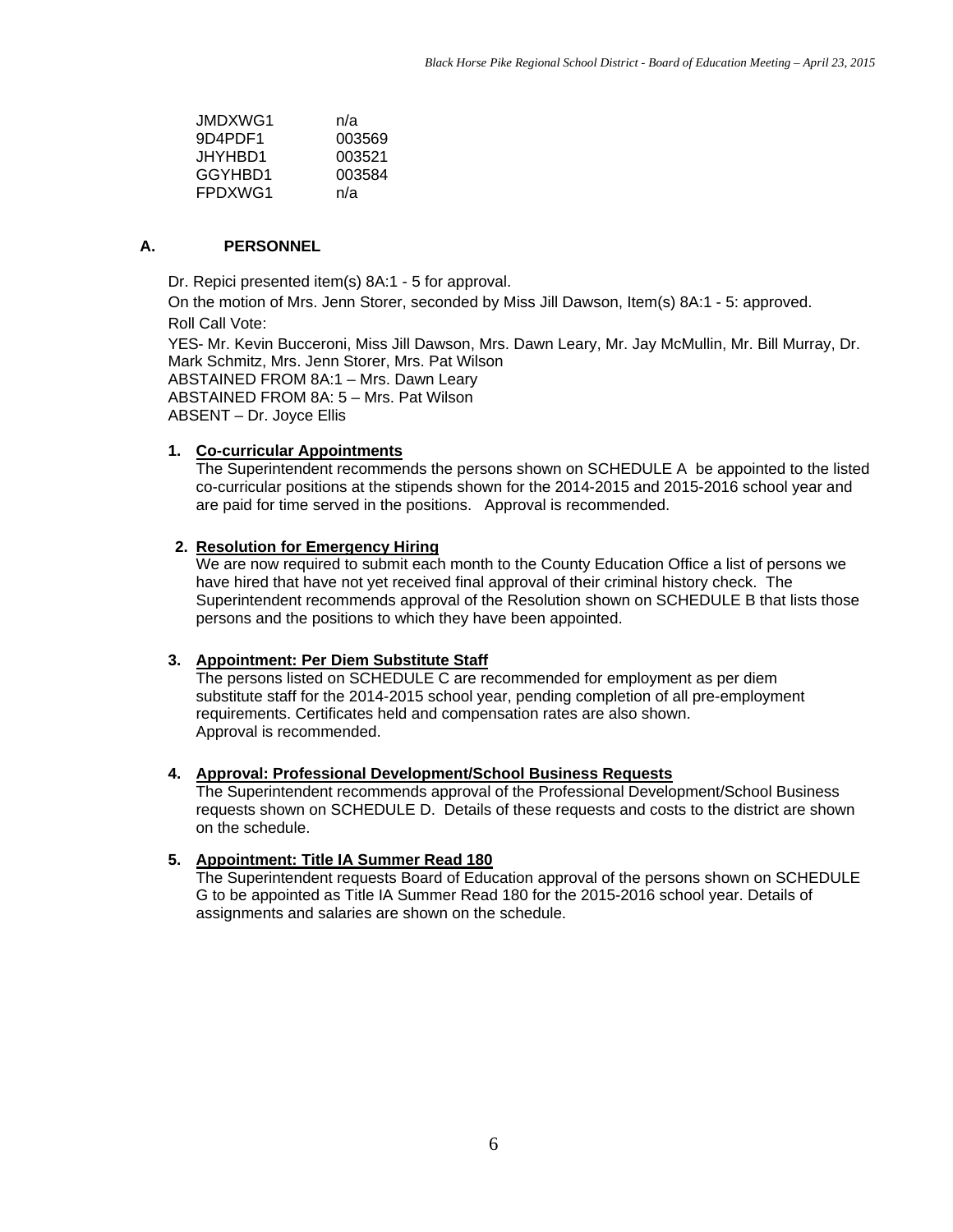| | |
|---|---|
| JMDXWG1 | n/a |
| 9D4PDF1 | 003569 |
| JHYHBD1 | 003521 |
| GGYHBD1 | 003584 |
| FPDXWG1 | n/a |

## A. PERSONNEL

Dr. Repici presented item(s) 8A:1 - 5 for approval.

On the motion of Mrs. Jenn Storer, seconded by Miss Jill Dawson, Item(s) 8A:1 - 5: approved.

Roll Call Vote:

YES- Mr. Kevin Bucceroni, Miss Jill Dawson, Mrs. Dawn Leary, Mr. Jay McMullin, Mr. Bill Murray, Dr. Mark Schmitz, Mrs. Jenn Storer, Mrs. Pat Wilson
ABSTAINED FROM 8A:1 – Mrs. Dawn Leary
ABSTAINED FROM 8A: 5 – Mrs. Pat Wilson
ABSENT – Dr. Joyce Ellis

1. **Co-curricular Appointments**
   The Superintendent recommends the persons shown on SCHEDULE A be appointed to the listed co-curricular positions at the stipends shown for the 2014-2015 and 2015-2016 school year and are paid for time served in the positions. Approval is recommended.

2. **Resolution for Emergency Hiring**
   We are now required to submit each month to the County Education Office a list of persons we have hired that have not yet received final approval of their criminal history check. The Superintendent recommends approval of the Resolution shown on SCHEDULE B that lists those persons and the positions to which they have been appointed.

3. **Appointment: Per Diem Substitute Staff**
   The persons listed on SCHEDULE C are recommended for employment as per diem substitute staff for the 2014-2015 school year, pending completion of all pre-employment requirements. Certificates held and compensation rates are also shown.
   Approval is recommended.

4. **Approval: Professional Development/School Business Requests**
   The Superintendent recommends approval of the Professional Development/School Business requests shown on SCHEDULE D. Details of these requests and costs to the district are shown on the schedule.

5. **Appointment: Title IA Summer Read 180**
   The Superintendent requests Board of Education approval of the persons shown on SCHEDULE G to be appointed as Title IA Summer Read 180 for the 2015-2016 school year. Details of assignments and salaries are shown on the schedule.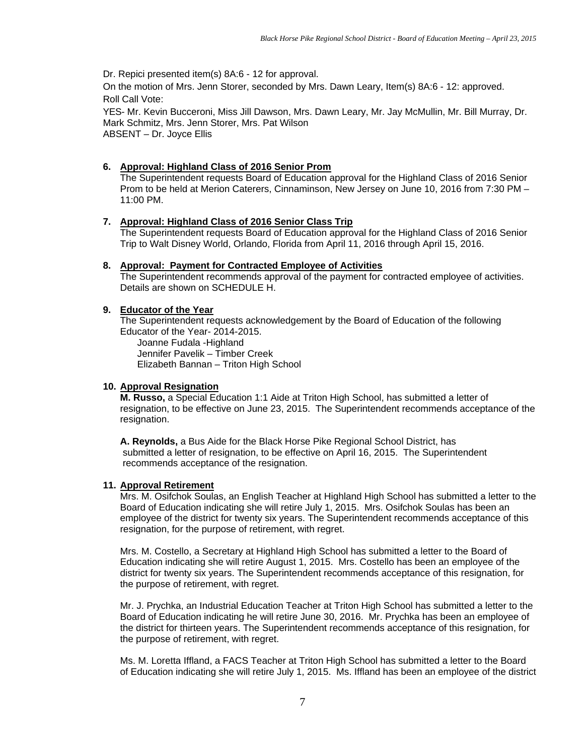Dr. Repici presented item(s) 8A:6 - 12 for approval.

On the motion of Mrs. Jenn Storer, seconded by Mrs. Dawn Leary, Item(s) 8A:6 - 12: approved.

Roll Call Vote:

YES- Mr. Kevin Bucceroni, Miss Jill Dawson, Mrs. Dawn Leary, Mr. Jay McMullin, Mr. Bill Murray, Dr. Mark Schmitz, Mrs. Jenn Storer, Mrs. Pat Wilson
ABSENT – Dr. Joyce Ellis

**6. Approval: Highland Class of 2016 Senior Prom**

The Superintendent requests Board of Education approval for the Highland Class of 2016 Senior Prom to be held at Merion Caterers, Cinnaminson, New Jersey on June 10, 2016 from 7:30 PM – 11:00 PM.

**7. Approval: Highland Class of 2016 Senior Class Trip**

The Superintendent requests Board of Education approval for the Highland Class of 2016 Senior Trip to Walt Disney World, Orlando, Florida from April 11, 2016 through April 15, 2016.

**8. Approval: Payment for Contracted Employee of Activities**

The Superintendent recommends approval of the payment for contracted employee of activities. Details are shown on SCHEDULE H.

**9. Educator of the Year**

The Superintendent requests acknowledgement by the Board of Education of the following Educator of the Year- 2014-2015.

Joanne Fudala -Highland
Jennifer Pavelik – Timber Creek
Elizabeth Bannan – Triton High School

**10. Approval Resignation**

**M. Russo,** a Special Education 1:1 Aide at Triton High School, has submitted a letter of resignation, to be effective on June 23, 2015. The Superintendent recommends acceptance of the resignation.

**A. Reynolds,** a Bus Aide for the Black Horse Pike Regional School District, has submitted a letter of resignation, to be effective on April 16, 2015. The Superintendent recommends acceptance of the resignation.

**11. Approval Retirement**

Mrs. M. Osifchok Soulas, an English Teacher at Highland High School has submitted a letter to the Board of Education indicating she will retire July 1, 2015. Mrs. Osifchok Soulas has been an employee of the district for twenty six years. The Superintendent recommends acceptance of this resignation, for the purpose of retirement, with regret.

Mrs. M. Costello, a Secretary at Highland High School has submitted a letter to the Board of Education indicating she will retire August 1, 2015. Mrs. Costello has been an employee of the district for twenty six years. The Superintendent recommends acceptance of this resignation, for the purpose of retirement, with regret.

Mr. J. Prychka, an Industrial Education Teacher at Triton High School has submitted a letter to the Board of Education indicating he will retire June 30, 2016. Mr. Prychka has been an employee of the district for thirteen years. The Superintendent recommends acceptance of this resignation, for the purpose of retirement, with regret.

Ms. M. Loretta Iffland, a FACS Teacher at Triton High School has submitted a letter to the Board of Education indicating she will retire July 1, 2015. Ms. Iffland has been an employee of the district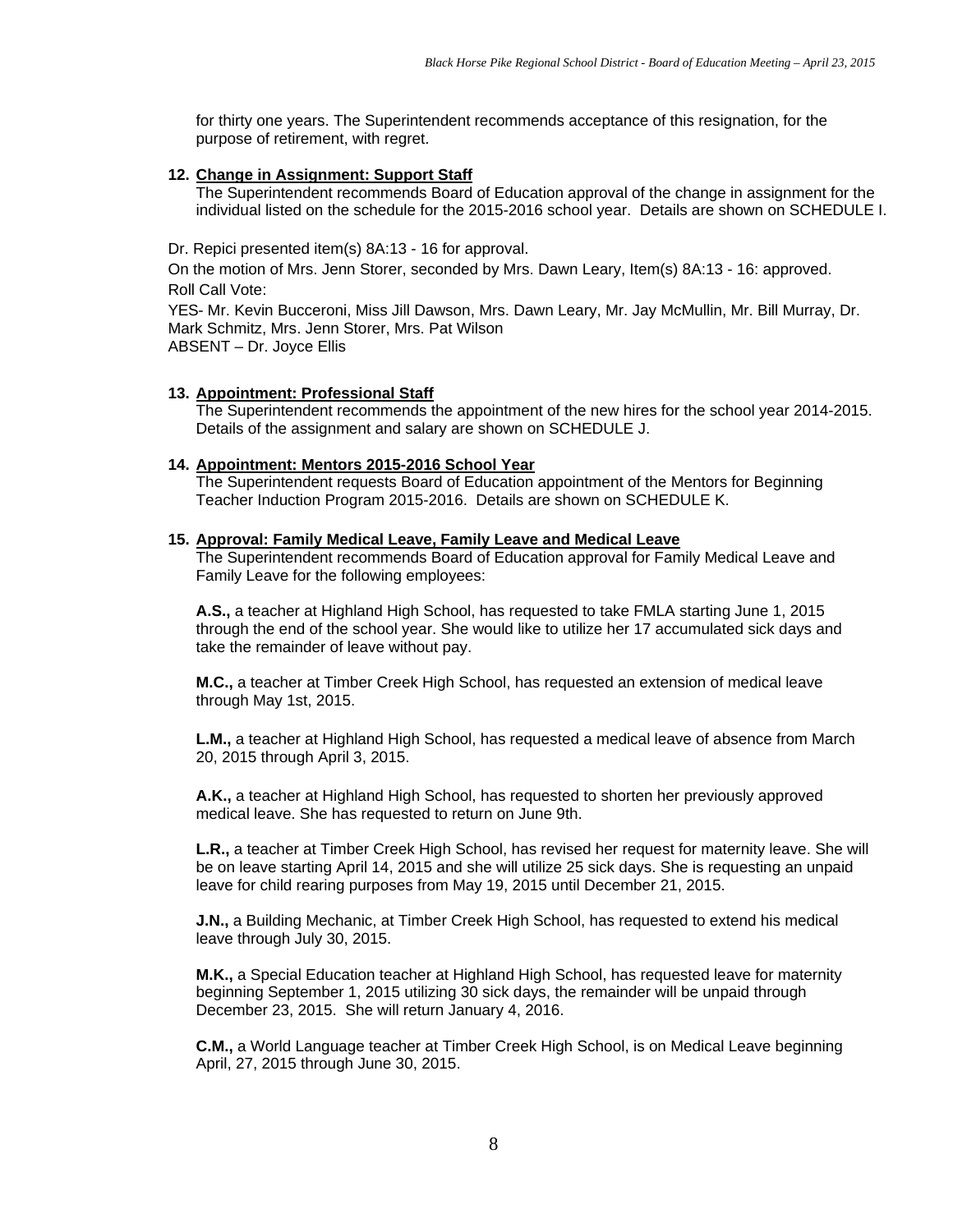for thirty one years. The Superintendent recommends acceptance of this resignation, for the purpose of retirement, with regret.

**12. Change in Assignment: Support Staff**

The Superintendent recommends Board of Education approval of the change in assignment for the individual listed on the schedule for the 2015-2016 school year. Details are shown on SCHEDULE I.

Dr. Repici presented item(s) 8A:13 - 16 for approval.

On the motion of Mrs. Jenn Storer, seconded by Mrs. Dawn Leary, Item(s) 8A:13 - 16: approved.

Roll Call Vote:

YES- Mr. Kevin Bucceroni, Miss Jill Dawson, Mrs. Dawn Leary, Mr. Jay McMullin, Mr. Bill Murray, Dr. Mark Schmitz, Mrs. Jenn Storer, Mrs. Pat Wilson

ABSENT – Dr. Joyce Ellis

**13. Appointment: Professional Staff**

The Superintendent recommends the appointment of the new hires for the school year 2014-2015. Details of the assignment and salary are shown on SCHEDULE J.

**14. Appointment: Mentors 2015-2016 School Year**

The Superintendent requests Board of Education appointment of the Mentors for Beginning Teacher Induction Program 2015-2016. Details are shown on SCHEDULE K.

**15. Approval: Family Medical Leave, Family Leave and Medical Leave**

The Superintendent recommends Board of Education approval for Family Medical Leave and Family Leave for the following employees:

**A.S.,** a teacher at Highland High School, has requested to take FMLA starting June 1, 2015 through the end of the school year. She would like to utilize her 17 accumulated sick days and take the remainder of leave without pay.

**M.C.,** a teacher at Timber Creek High School, has requested an extension of medical leave through May 1st, 2015.

**L.M.,** a teacher at Highland High School, has requested a medical leave of absence from March 20, 2015 through April 3, 2015.

**A.K.,** a teacher at Highland High School, has requested to shorten her previously approved medical leave. She has requested to return on June 9th.

**L.R.,** a teacher at Timber Creek High School, has revised her request for maternity leave. She will be on leave starting April 14, 2015 and she will utilize 25 sick days. She is requesting an unpaid leave for child rearing purposes from May 19, 2015 until December 21, 2015.

**J.N.,** a Building Mechanic, at Timber Creek High School, has requested to extend his medical leave through July 30, 2015.

**M.K.,** a Special Education teacher at Highland High School, has requested leave for maternity beginning September 1, 2015 utilizing 30 sick days, the remainder will be unpaid through December 23, 2015. She will return January 4, 2016.

**C.M.,** a World Language teacher at Timber Creek High School, is on Medical Leave beginning April, 27, 2015 through June 30, 2015.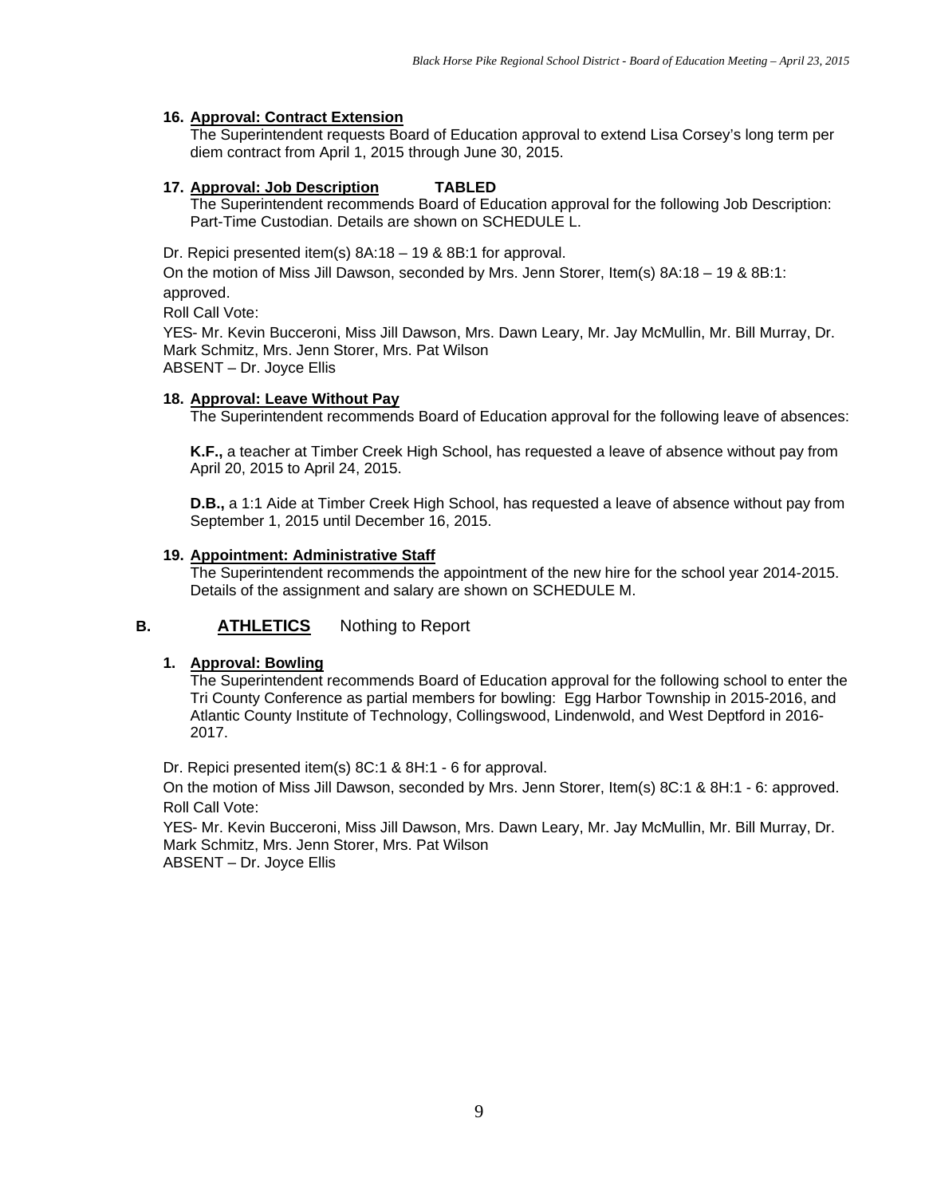16. **Approval: Contract Extension**
   The Superintendent requests Board of Education approval to extend Lisa Corsey's long term per diem contract from April 1, 2015 through June 30, 2015.

17. **Approval: Job Description** **TABLED**
   The Superintendent recommends Board of Education approval for the following Job Description: Part-Time Custodian. Details are shown on SCHEDULE L.

Dr. Repici presented item(s) 8A:18 – 19 & 8B:1 for approval.

On the motion of Miss Jill Dawson, seconded by Mrs. Jenn Storer, Item(s) 8A:18 – 19 & 8B:1: approved.

Roll Call Vote:

YES- Mr. Kevin Bucceroni, Miss Jill Dawson, Mrs. Dawn Leary, Mr. Jay McMullin, Mr. Bill Murray, Dr. Mark Schmitz, Mrs. Jenn Storer, Mrs. Pat Wilson
ABSENT – Dr. Joyce Ellis

18. **Approval: Leave Without Pay**
   The Superintendent recommends Board of Education approval for the following leave of absences:

   **K.F.,** a teacher at Timber Creek High School, has requested a leave of absence without pay from April 20, 2015 to April 24, 2015.

   **D.B.,** a 1:1 Aide at Timber Creek High School, has requested a leave of absence without pay from September 1, 2015 until December 16, 2015.

19. **Appointment: Administrative Staff**
   The Superintendent recommends the appointment of the new hire for the school year 2014-2015. Details of the assignment and salary are shown on SCHEDULE M.

## B. ATHLETICS Nothing to Report

1. **Approval: Bowling**
   The Superintendent recommends Board of Education approval for the following school to enter the Tri County Conference as partial members for bowling: Egg Harbor Township in 2015-2016, and Atlantic County Institute of Technology, Collingswood, Lindenwold, and West Deptford in 2016-2017.

Dr. Repici presented item(s) 8C:1 & 8H:1 - 6 for approval.

On the motion of Miss Jill Dawson, seconded by Mrs. Jenn Storer, Item(s) 8C:1 & 8H:1 - 6: approved.

Roll Call Vote:

YES- Mr. Kevin Bucceroni, Miss Jill Dawson, Mrs. Dawn Leary, Mr. Jay McMullin, Mr. Bill Murray, Dr. Mark Schmitz, Mrs. Jenn Storer, Mrs. Pat Wilson
ABSENT – Dr. Joyce Ellis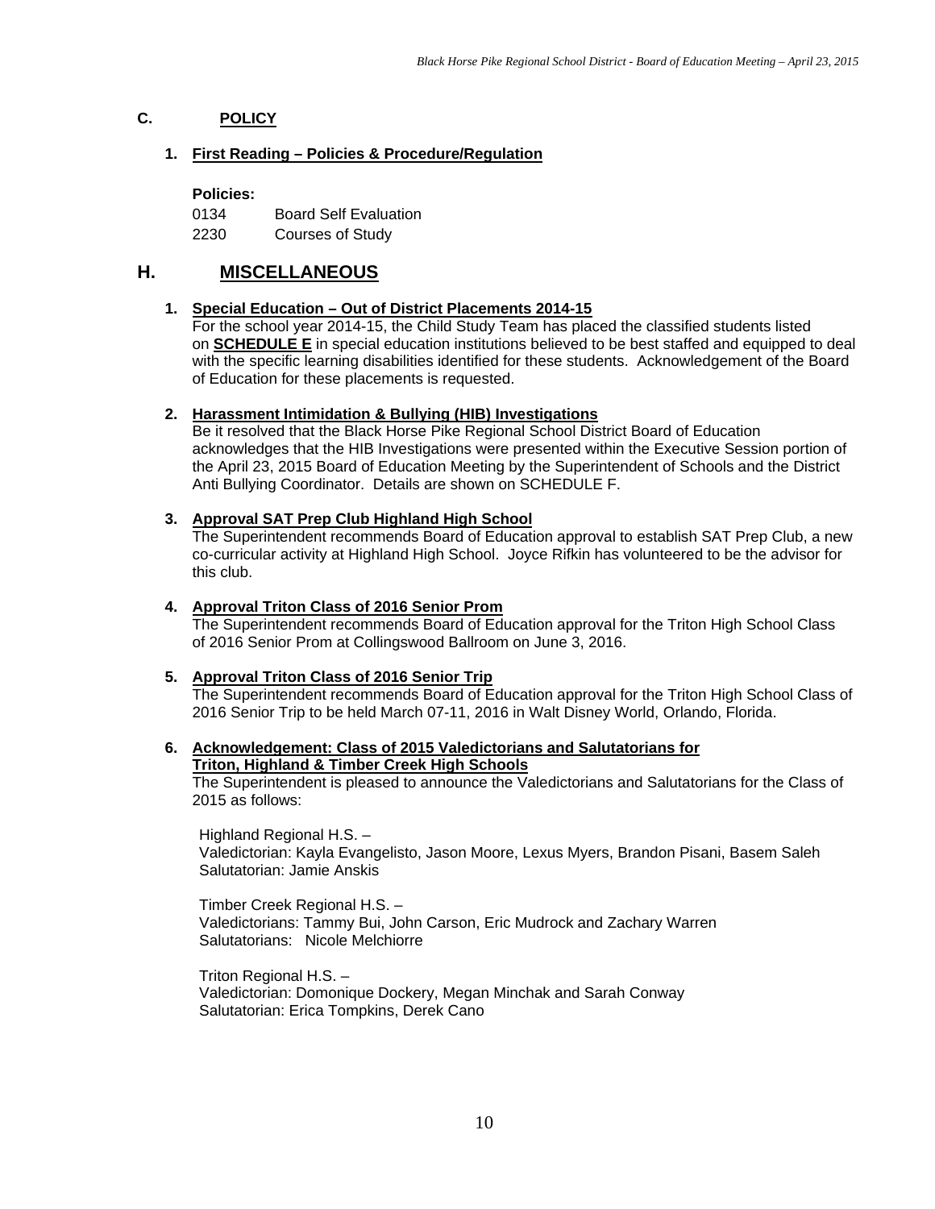## C. POLICY

### 1. First Reading – Policies & Procedure/Regulation

**Policies:**

0134 Board Self Evaluation
2230 Courses of Study

## H. MISCELLANEOUS

### 1. Special Education – Out of District Placements 2014-15

For the school year 2014-15, the Child Study Team has placed the classified students listed on **SCHEDULE E** in special education institutions believed to be best staffed and equipped to deal with the specific learning disabilities identified for these students. Acknowledgement of the Board of Education for these placements is requested.

### 2. Harassment Intimidation & Bullying (HIB) Investigations

Be it resolved that the Black Horse Pike Regional School District Board of Education acknowledges that the HIB Investigations were presented within the Executive Session portion of the April 23, 2015 Board of Education Meeting by the Superintendent of Schools and the District Anti Bullying Coordinator. Details are shown on SCHEDULE F.

### 3. Approval SAT Prep Club Highland High School

The Superintendent recommends Board of Education approval to establish SAT Prep Club, a new co-curricular activity at Highland High School. Joyce Rifkin has volunteered to be the advisor for this club.

### 4. Approval Triton Class of 2016 Senior Prom

The Superintendent recommends Board of Education approval for the Triton High School Class of 2016 Senior Prom at Collingswood Ballroom on June 3, 2016.

### 5. Approval Triton Class of 2016 Senior Trip

The Superintendent recommends Board of Education approval for the Triton High School Class of 2016 Senior Trip to be held March 07-11, 2016 in Walt Disney World, Orlando, Florida.

### 6. Acknowledgement: Class of 2015 Valedictorians and Salutatorians for Triton, Highland & Timber Creek High Schools

The Superintendent is pleased to announce the Valedictorians and Salutatorians for the Class of 2015 as follows:

Highland Regional H.S. –
Valedictorian: Kayla Evangelisto, Jason Moore, Lexus Myers, Brandon Pisani, Basem Saleh
Salutatorian: Jamie Anskis

Timber Creek Regional H.S. –
Valedictorians: Tammy Bui, John Carson, Eric Mudrock and Zachary Warren
Salutatorians: Nicole Melchiorre

Triton Regional H.S. –
Valedictorian: Domonique Dockery, Megan Minchak and Sarah Conway
Salutatorian: Erica Tompkins, Derek Cano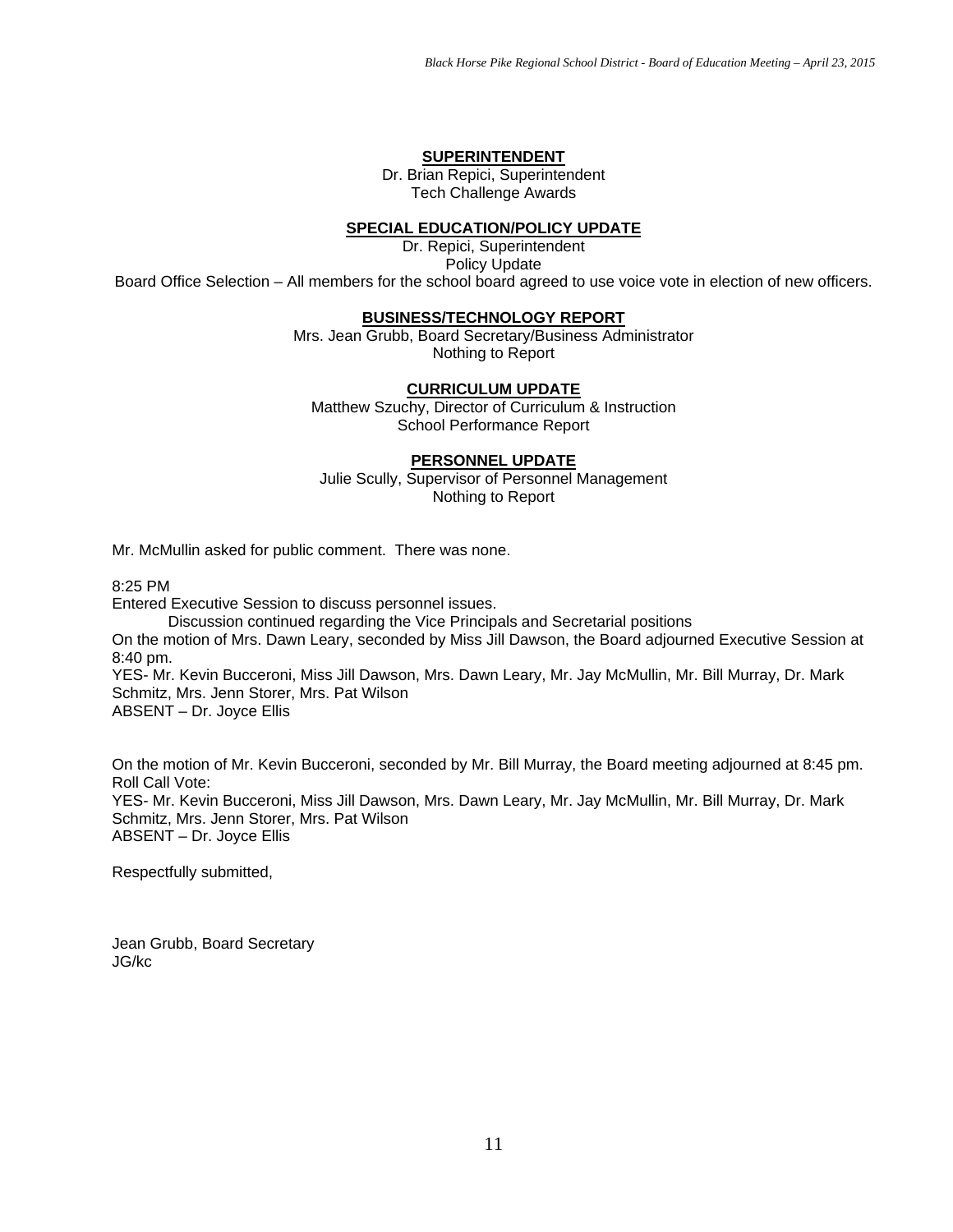## SUPERINTENDENT

Dr. Brian Repici, Superintendent
Tech Challenge Awards

## SPECIAL EDUCATION/POLICY UPDATE

Dr. Repici, Superintendent
Policy Update
Board Office Selection – All members for the school board agreed to use voice vote in election of new officers.

## BUSINESS/TECHNOLOGY REPORT

Mrs. Jean Grubb, Board Secretary/Business Administrator
Nothing to Report

## CURRICULUM UPDATE

Matthew Szuchy, Director of Curriculum & Instruction
School Performance Report

## PERSONNEL UPDATE

Julie Scully, Supervisor of Personnel Management
Nothing to Report

Mr. McMullin asked for public comment. There was none.

8:25 PM
Entered Executive Session to discuss personnel issues.
Discussion continued regarding the Vice Principals and Secretarial positions
On the motion of Mrs. Dawn Leary, seconded by Miss Jill Dawson, the Board adjourned Executive Session at 8:40 pm.
YES- Mr. Kevin Bucceroni, Miss Jill Dawson, Mrs. Dawn Leary, Mr. Jay McMullin, Mr. Bill Murray, Dr. Mark Schmitz, Mrs. Jenn Storer, Mrs. Pat Wilson
ABSENT – Dr. Joyce Ellis

On the motion of Mr. Kevin Bucceroni, seconded by Mr. Bill Murray, the Board meeting adjourned at 8:45 pm.
Roll Call Vote:
YES- Mr. Kevin Bucceroni, Miss Jill Dawson, Mrs. Dawn Leary, Mr. Jay McMullin, Mr. Bill Murray, Dr. Mark Schmitz, Mrs. Jenn Storer, Mrs. Pat Wilson
ABSENT – Dr. Joyce Ellis

Respectfully submitted,

Jean Grubb, Board Secretary
JG/kc